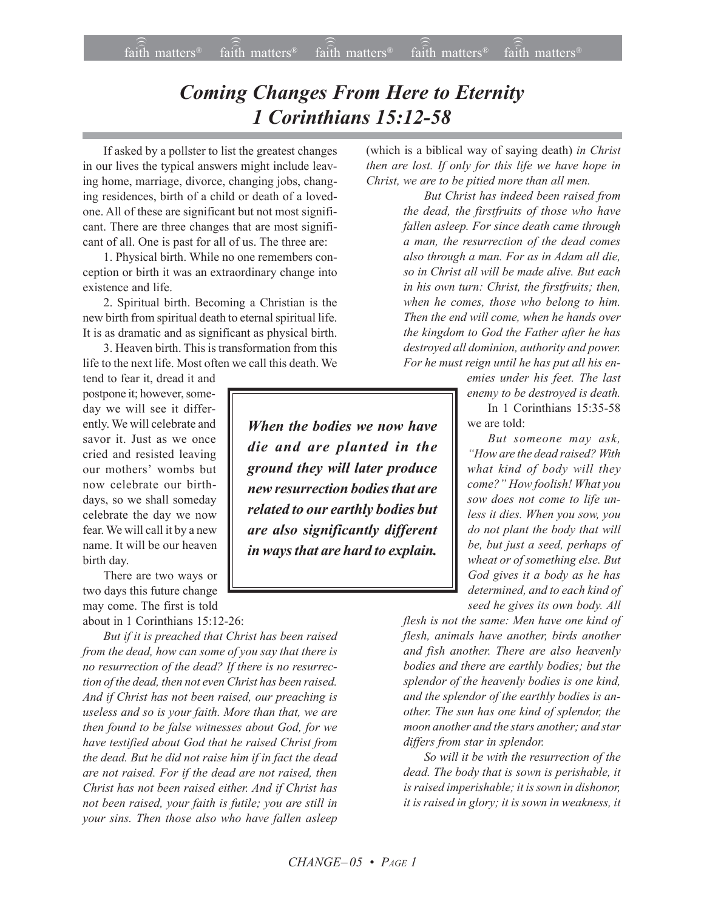# *Coming Changes From Here to Eternity*
# *1 Corinthians 15:12-58*

If asked by a pollster to list the greatest changes in our lives the typical answers might include leaving home, marriage, divorce, changing jobs, changing residences, birth of a child or death of a loved-one. All of these are significant but not most significant. There are three changes that are most significant of all. One is past for all of us. The three are:

1. Physical birth. While no one remembers conception or birth it was an extraordinary change into existence and life.

2. Spiritual birth. Becoming a Christian is the new birth from spiritual death to eternal spiritual life. It is as dramatic and as significant as physical birth.

3. Heaven birth. This is transformation from this life to the next life. Most often we call this death. We tend to fear it, dread it and postpone it; however, someday we will see it differently. We will celebrate and savor it. Just as we once cried and resisted leaving our mothers' wombs but now celebrate our birthdays, so we shall someday celebrate the day we now fear. We will call it by a new name. It will be our heaven birth day.

There are two ways or two days this future change may come. The first is told about in 1 Corinthians 15:12-26:

*But if it is preached that Christ has been raised from the dead, how can some of you say that there is no resurrection of the dead? If there is no resurrection of the dead, then not even Christ has been raised. And if Christ has not been raised, our preaching is useless and so is your faith. More than that, we are then found to be false witnesses about God, for we have testified about God that he raised Christ from the dead. But he did not raise him if in fact the dead are not raised. For if the dead are not raised, then Christ has not been raised either. And if Christ has not been raised, your faith is futile; you are still in your sins. Then those also who have fallen asleep* (which is a biblical way of saying death) *in Christ then are lost. If only for this life we have hope in Christ, we are to be pitied more than all men.*

*But Christ has indeed been raised from the dead, the firstfruits of those who have fallen asleep. For since death came through a man, the resurrection of the dead comes also through a man. For as in Adam all die, so in Christ all will be made alive. But each in his own turn: Christ, the firstfruits; then, when he comes, those who belong to him. Then the end will come, when he hands over the kingdom to God the Father after he has destroyed all dominion, authority and power. For he must reign until he has put all his enemies under his feet. The last enemy to be destroyed is death.*

> ***When the bodies we now have die and are planted in the ground they will later produce new resurrection bodies that are related to our earthly bodies but are also significantly different in ways that are hard to explain.***

In 1 Corinthians 15:35-58 we are told:

*But someone may ask, "How are the dead raised? With what kind of body will they come?" How foolish! What you sow does not come to life unless it dies. When you sow, you do not plant the body that will be, but just a seed, perhaps of wheat or of something else. But God gives it a body as he has determined, and to each kind of seed he gives its own body. All flesh is not the same: Men have one kind of flesh, animals have another, birds another and fish another. There are also heavenly bodies and there are earthly bodies; but the splendor of the heavenly bodies is one kind, and the splendor of the earthly bodies is another. The sun has one kind of splendor, the moon another and the stars another; and star differs from star in splendor.*

*So will it be with the resurrection of the dead. The body that is sown is perishable, it is raised imperishable; it is sown in dishonor, it is raised in glory; it is sown in weakness, it*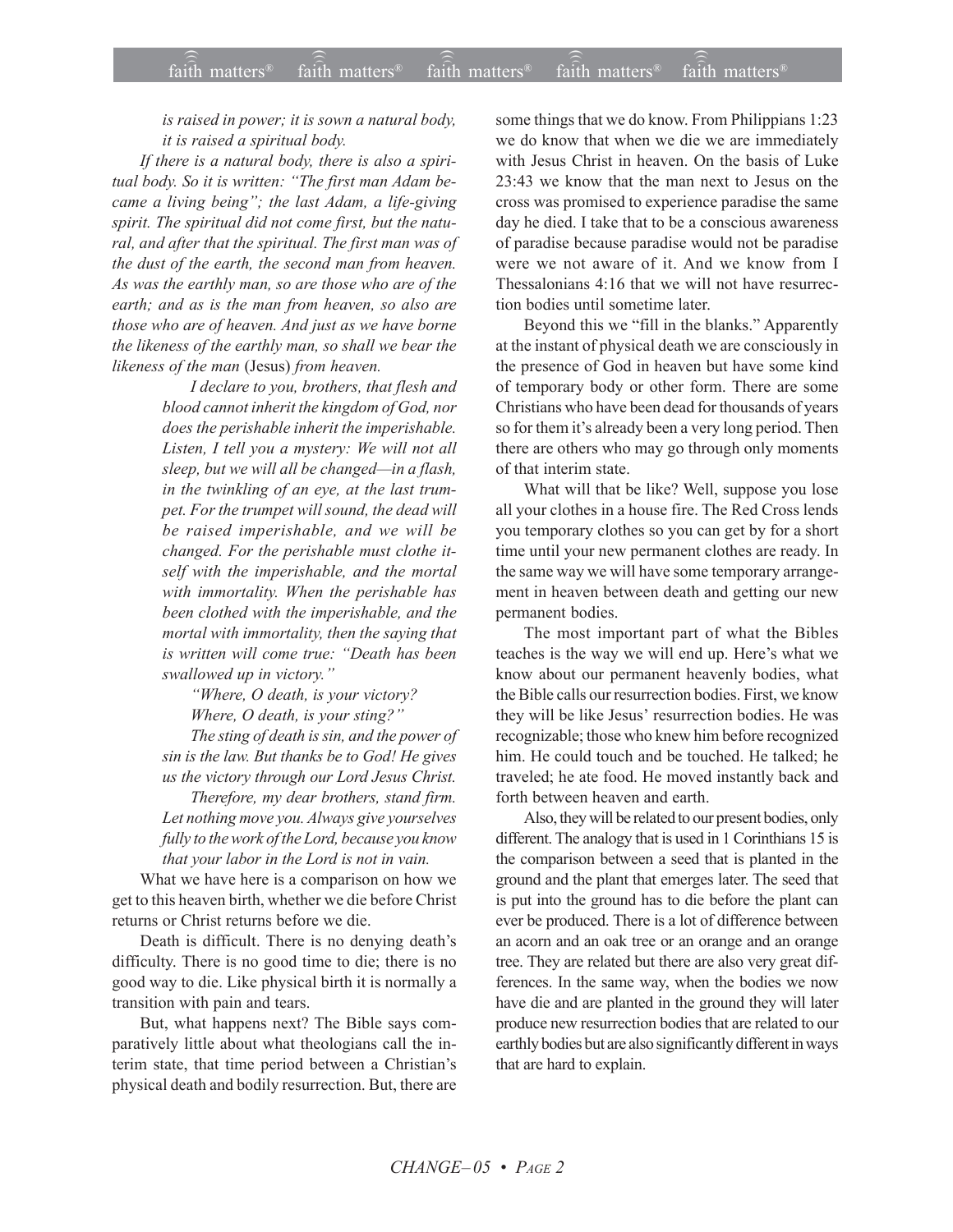*is raised in power; it is sown a natural body, it is raised a spiritual body.*

*If there is a natural body, there is also a spiritual body. So it is written: "The first man Adam became a living being"; the last Adam, a life-giving spirit. The spiritual did not come first, but the natural, and after that the spiritual. The first man was of the dust of the earth, the second man from heaven. As was the earthly man, so are those who are of the earth; and as is the man from heaven, so also are those who are of heaven. And just as we have borne the likeness of the earthly man, so shall we bear the likeness of the man* (Jesus) *from heaven.*

> *I declare to you, brothers, that flesh and blood cannot inherit the kingdom of God, nor does the perishable inherit the imperishable. Listen, I tell you a mystery: We will not all sleep, but we will all be changed—in a flash, in the twinkling of an eye, at the last trumpet. For the trumpet will sound, the dead will be raised imperishable, and we will be changed. For the perishable must clothe itself with the imperishable, and the mortal with immortality. When the perishable has been clothed with the imperishable, and the mortal with immortality, then the saying that is written will come true: "Death has been swallowed up in victory."*
>
> *"Where, O death, is your victory?*
> *Where, O death, is your sting?"*
>
> *The sting of death is sin, and the power of sin is the law. But thanks be to God! He gives us the victory through our Lord Jesus Christ.*
>
> *Therefore, my dear brothers, stand firm. Let nothing move you. Always give yourselves fully to the work of the Lord, because you know that your labor in the Lord is not in vain.*

What we have here is a comparison on how we get to this heaven birth, whether we die before Christ returns or Christ returns before we die.

Death is difficult. There is no denying death's difficulty. There is no good time to die; there is no good way to die. Like physical birth it is normally a transition with pain and tears.

But, what happens next? The Bible says comparatively little about what theologians call the interim state, that time period between a Christian's physical death and bodily resurrection. But, there are some things that we do know. From Philippians 1:23 we do know that when we die we are immediately with Jesus Christ in heaven. On the basis of Luke 23:43 we know that the man next to Jesus on the cross was promised to experience paradise the same day he died. I take that to be a conscious awareness of paradise because paradise would not be paradise were we not aware of it. And we know from I Thessalonians 4:16 that we will not have resurrection bodies until sometime later.

Beyond this we "fill in the blanks." Apparently at the instant of physical death we are consciously in the presence of God in heaven but have some kind of temporary body or other form. There are some Christians who have been dead for thousands of years so for them it's already been a very long period. Then there are others who may go through only moments of that interim state.

What will that be like? Well, suppose you lose all your clothes in a house fire. The Red Cross lends you temporary clothes so you can get by for a short time until your new permanent clothes are ready. In the same way we will have some temporary arrangement in heaven between death and getting our new permanent bodies.

The most important part of what the Bibles teaches is the way we will end up. Here's what we know about our permanent heavenly bodies, what the Bible calls our resurrection bodies. First, we know they will be like Jesus' resurrection bodies. He was recognizable; those who knew him before recognized him. He could touch and be touched. He talked; he traveled; he ate food. He moved instantly back and forth between heaven and earth.

Also, they will be related to our present bodies, only different. The analogy that is used in 1 Corinthians 15 is the comparison between a seed that is planted in the ground and the plant that emerges later. The seed that is put into the ground has to die before the plant can ever be produced. There is a lot of difference between an acorn and an oak tree or an orange and an orange tree. They are related but there are also very great differences. In the same way, when the bodies we now have die and are planted in the ground they will later produce new resurrection bodies that are related to our earthly bodies but are also significantly different in ways that are hard to explain.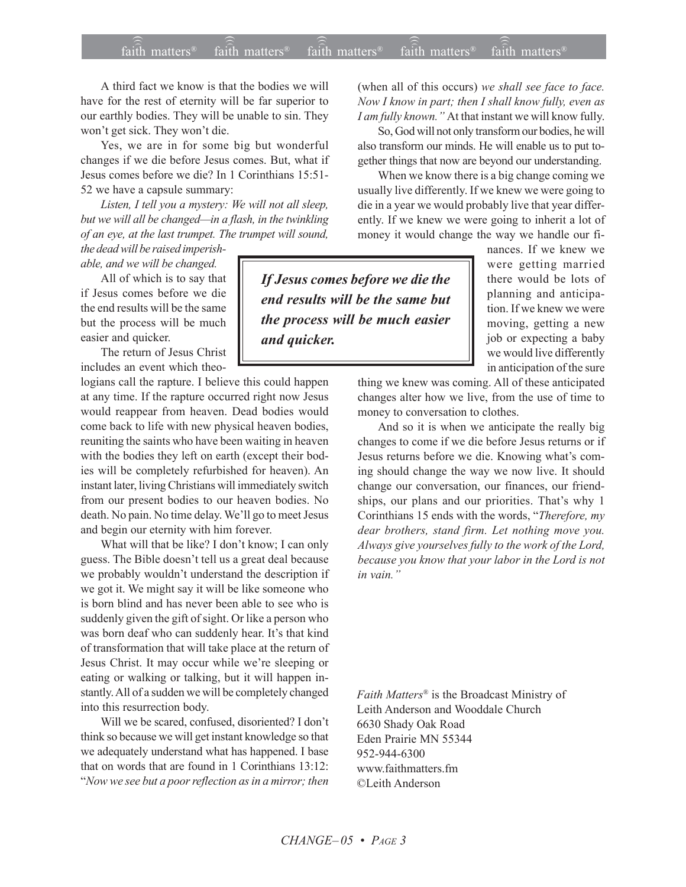A third fact we know is that the bodies we will have for the rest of eternity will be far superior to our earthly bodies. They will be unable to sin. They won't get sick. They won't die.

Yes, we are in for some big but wonderful changes if we die before Jesus comes. But, what if Jesus comes before we die? In 1 Corinthians 15:51-52 we have a capsule summary:

*Listen, I tell you a mystery: We will not all sleep, but we will all be changed—in a flash, in the twinkling of an eye, at the last trumpet. The trumpet will sound, the dead will be raised imperishable, and we will be changed.*

All of which is to say that if Jesus comes before we die the end results will be the same but the process will be much easier and quicker.

> ***If Jesus comes before we die the end results will be the same but the process will be much easier and quicker.***

The return of Jesus Christ includes an event which theologians call the rapture. I believe this could happen at any time. If the rapture occurred right now Jesus would reappear from heaven. Dead bodies would come back to life with new physical heaven bodies, reuniting the saints who have been waiting in heaven with the bodies they left on earth (except their bodies will be completely refurbished for heaven). An instant later, living Christians will immediately switch from our present bodies to our heaven bodies. No death. No pain. No time delay. We'll go to meet Jesus and begin our eternity with him forever.

What will that be like? I don't know; I can only guess. The Bible doesn't tell us a great deal because we probably wouldn't understand the description if we got it. We might say it will be like someone who is born blind and has never been able to see who is suddenly given the gift of sight. Or like a person who was born deaf who can suddenly hear. It's that kind of transformation that will take place at the return of Jesus Christ. It may occur while we're sleeping or eating or walking or talking, but it will happen instantly. All of a sudden we will be completely changed into this resurrection body.

Will we be scared, confused, disoriented? I don't think so because we will get instant knowledge so that we adequately understand what has happened. I base that on words that are found in 1 Corinthians 13:12: "*Now we see but a poor reflection as in a mirror; then* (when all of this occurs) *we shall see face to face. Now I know in part; then I shall know fully, even as I am fully known."* At that instant we will know fully.

So, God will not only transform our bodies, he will also transform our minds. He will enable us to put together things that now are beyond our understanding.

When we know there is a big change coming we usually live differently. If we knew we were going to die in a year we would probably live that year differently. If we knew we were going to inherit a lot of money it would change the way we handle our finances. If we knew we were getting married there would be lots of planning and anticipation. If we knew we were moving, getting a new job or expecting a baby we would live differently in anticipation of the sure thing we knew was coming. All of these anticipated changes alter how we live, from the use of time to money to conversation to clothes.

And so it is when we anticipate the really big changes to come if we die before Jesus returns or if Jesus returns before we die. Knowing what's coming should change the way we now live. It should change our conversation, our finances, our friendships, our plans and our priorities. That's why 1 Corinthians 15 ends with the words, "*Therefore, my dear brothers, stand firm. Let nothing move you. Always give yourselves fully to the work of the Lord, because you know that your labor in the Lord is not in vain."*

*Faith Matters®* is the Broadcast Ministry of
Leith Anderson and Wooddale Church
6630 Shady Oak Road
Eden Prairie MN 55344
952-944-6300
www.faithmatters.fm
©Leith Anderson